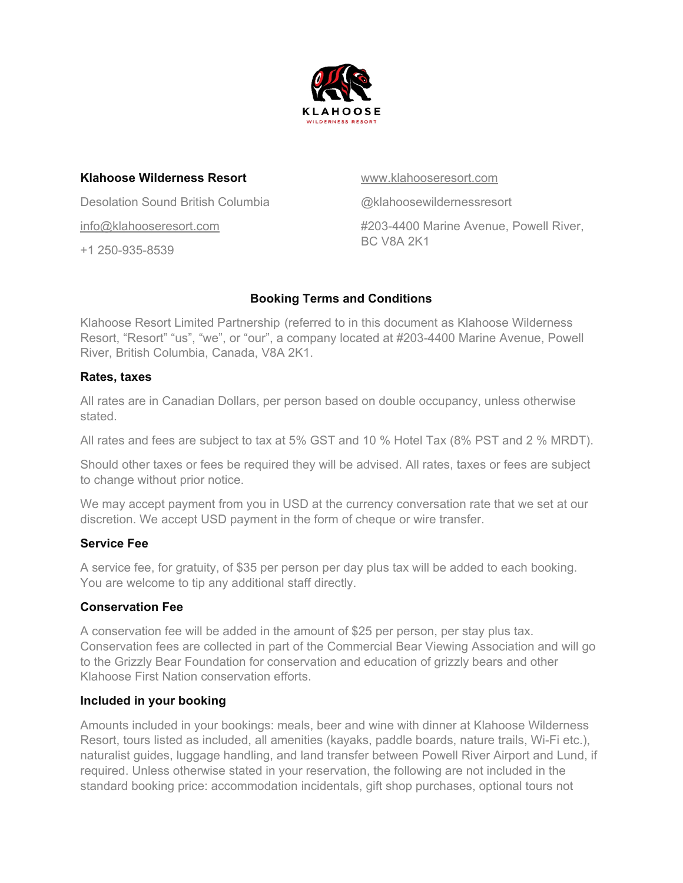KLAHOOSE

WILDERNESS RESORT

**Klahoose Wilderness Resort**

Desolation Sound British Columbia

info@klahooseresort.com

+1 250-935-8539

www.klahooseresort.com

@klahoosewildernessresort

#203-4400 Marine Avenue, Powell River, BC V8A 2K1

## Booking Terms and Conditions

Klahoose Resort Limited Partnership (referred to in this document as Klahoose Wilderness Resort, "Resort" "us", "we", or "our", a company located at #203-4400 Marine Avenue, Powell River, British Columbia, Canada, V8A 2K1.

### Rates, taxes

All rates are in Canadian Dollars, per person based on double occupancy, unless otherwise stated.

All rates and fees are subject to tax at 5% GST and 10 % Hotel Tax (8% PST and 2 % MRDT).

Should other taxes or fees be required they will be advised. All rates, taxes or fees are subject to change without prior notice.

We may accept payment from you in USD at the currency conversation rate that we set at our discretion. We accept USD payment in the form of cheque or wire transfer.

### Service Fee

A service fee, for gratuity, of $35 per person per day plus tax will be added to each booking. You are welcome to tip any additional staff directly.

### Conservation Fee

A conservation fee will be added in the amount of $25 per person, per stay plus tax. Conservation fees are collected in part of the Commercial Bear Viewing Association and will go to the Grizzly Bear Foundation for conservation and education of grizzly bears and other Klahoose First Nation conservation efforts.

### Included in your booking

Amounts included in your bookings: meals, beer and wine with dinner at Klahoose Wilderness Resort, tours listed as included, all amenities (kayaks, paddle boards, nature trails, Wi-Fi etc.), naturalist guides, luggage handling, and land transfer between Powell River Airport and Lund, if required. Unless otherwise stated in your reservation, the following are not included in the standard booking price: accommodation incidentals, gift shop purchases, optional tours not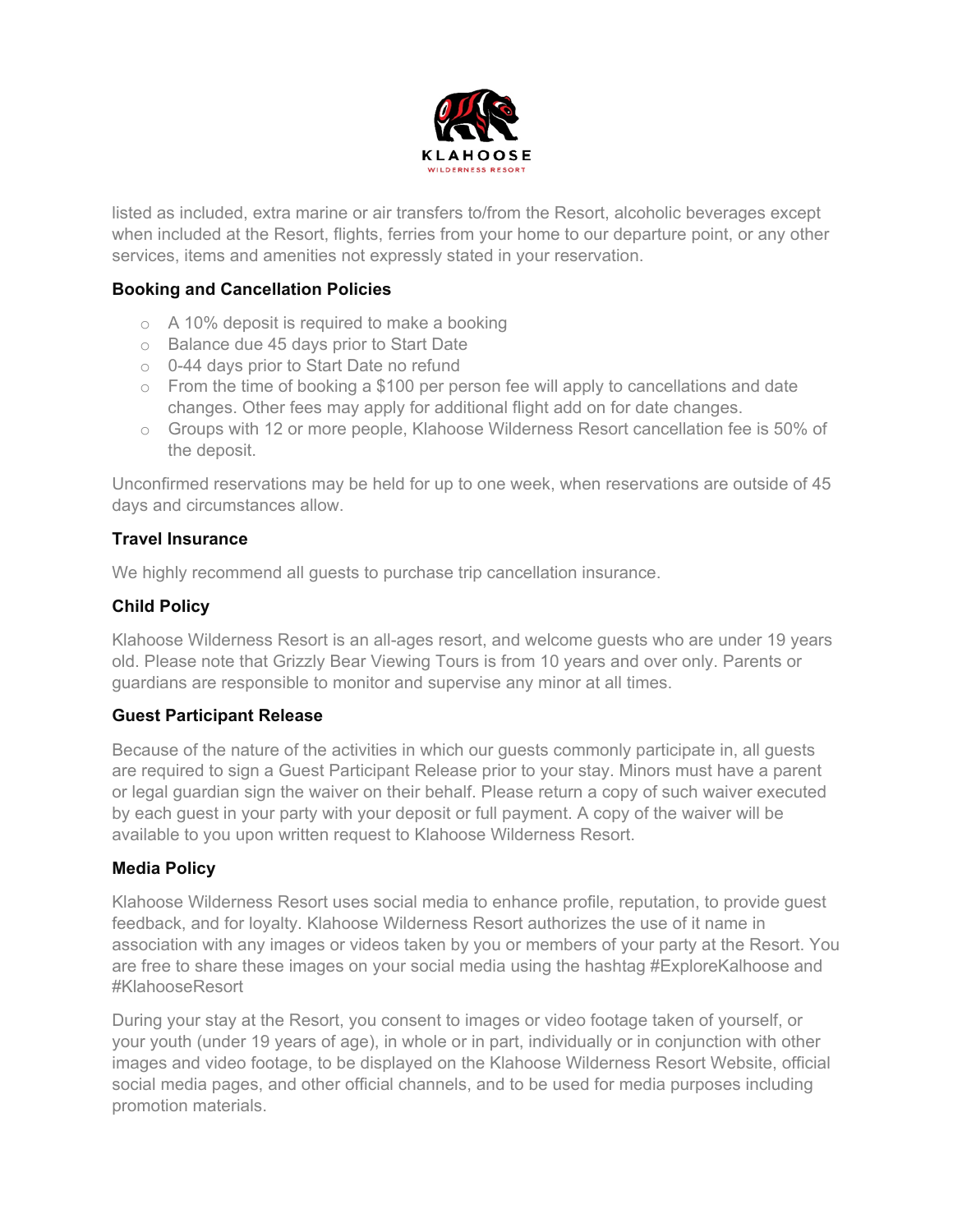listed as included, extra marine or air transfers to/from the Resort, alcoholic beverages except when included at the Resort, flights, ferries from your home to our departure point, or any other services, items and amenities not expressly stated in your reservation.

### Booking and Cancellation Policies

- A 10% deposit is required to make a booking
- Balance due 45 days prior to Start Date
- 0-44 days prior to Start Date no refund
- From the time of booking a $100 per person fee will apply to cancellations and date changes. Other fees may apply for additional flight add on for date changes.
- Groups with 12 or more people, Klahoose Wilderness Resort cancellation fee is 50% of the deposit.

Unconfirmed reservations may be held for up to one week, when reservations are outside of 45 days and circumstances allow.

### Travel Insurance

We highly recommend all guests to purchase trip cancellation insurance.

### Child Policy

Klahoose Wilderness Resort is an all-ages resort, and welcome guests who are under 19 years old. Please note that Grizzly Bear Viewing Tours is from 10 years and over only. Parents or guardians are responsible to monitor and supervise any minor at all times.

### Guest Participant Release

Because of the nature of the activities in which our guests commonly participate in, all guests are required to sign a Guest Participant Release prior to your stay. Minors must have a parent or legal guardian sign the waiver on their behalf. Please return a copy of such waiver executed by each guest in your party with your deposit or full payment. A copy of the waiver will be available to you upon written request to Klahoose Wilderness Resort.

### Media Policy

Klahoose Wilderness Resort uses social media to enhance profile, reputation, to provide guest feedback, and for loyalty. Klahoose Wilderness Resort authorizes the use of it name in association with any images or videos taken by you or members of your party at the Resort. You are free to share these images on your social media using the hashtag #ExploreKalhoose and #KlahooseResort

During your stay at the Resort, you consent to images or video footage taken of yourself, or your youth (under 19 years of age), in whole or in part, individually or in conjunction with other images and video footage, to be displayed on the Klahoose Wilderness Resort Website, official social media pages, and other official channels, and to be used for media purposes including promotion materials.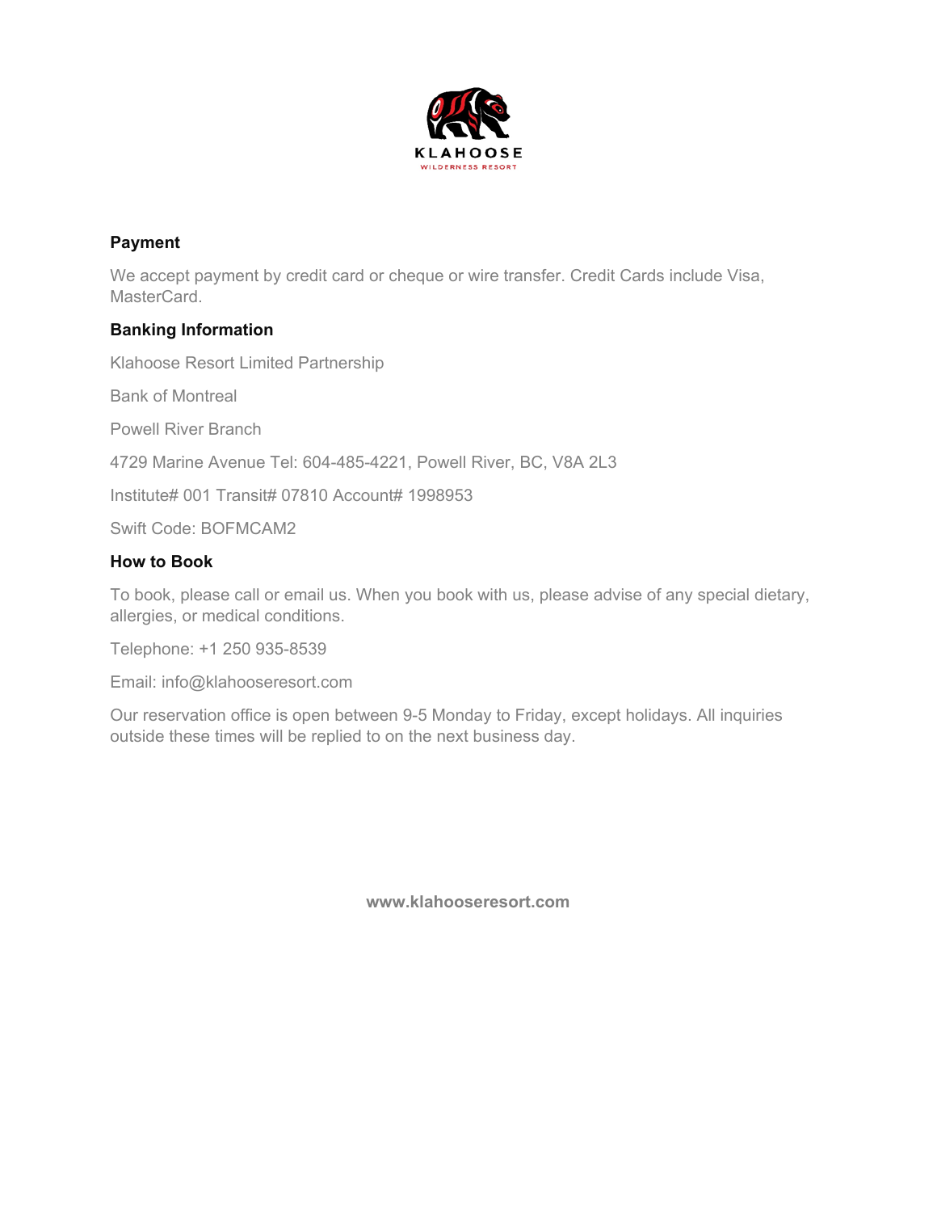KLAHOOSE

WILDERNESS RESORT

## Payment

We accept payment by credit card or cheque or wire transfer. Credit Cards include Visa, MasterCard.

## Banking Information

Klahoose Resort Limited Partnership

Bank of Montreal

Powell River Branch

4729 Marine Avenue Tel: 604-485-4221, Powell River, BC, V8A 2L3

Institute# 001 Transit# 07810 Account# 1998953

Swift Code: BOFMCAM2

## How to Book

To book, please call or email us. When you book with us, please advise of any special dietary, allergies, or medical conditions.

Telephone: +1 250 935-8539

Email: info@klahooseresort.com

Our reservation office is open between 9-5 Monday to Friday, except holidays. All inquiries outside these times will be replied to on the next business day.

**www.klahooseresort.com**